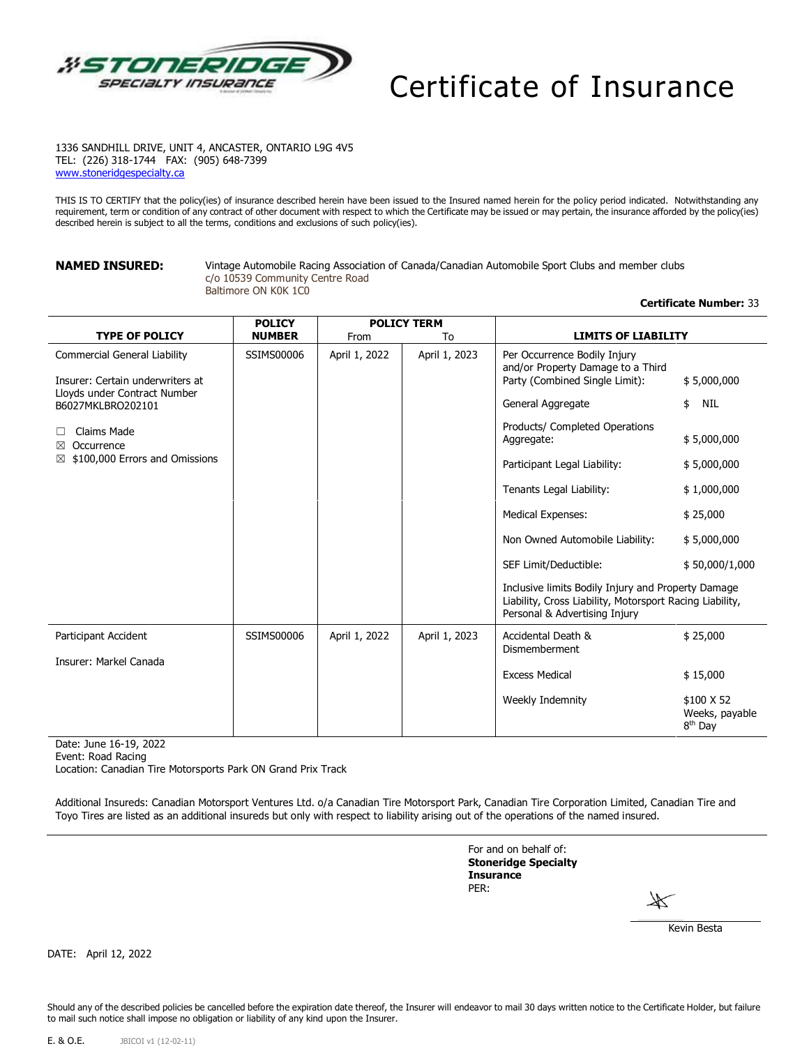# Certificate of Insurance

1336 SANDHILL DRIVE, UNIT 4, ANCASTER, ONTARIO L9G 4V5
TEL: (226) 318-1744 FAX: (905) 648-7399
www.stoneridgespecialty.ca

THIS IS TO CERTIFY that the policy(ies) of insurance described herein have been issued to the Insured named herein for the policy period indicated. Notwithstanding any requirement, term or condition of any contract of other document with respect to which the Certificate may be issued or may pertain, the insurance afforded by the policy(ies) described herein is subject to all the terms, conditions and exclusions of such policy(ies).

**NAMED INSURED:** Vintage Automobile Racing Association of Canada/Canadian Automobile Sport Clubs and member clubs
c/o 10539 Community Centre Road
Baltimore ON K0K 1C0

**Certificate Number:** 33

| TYPE OF POLICY | POLICY NUMBER | POLICY TERM From | To | LIMITS OF LIABILITY | |
|---|---|---|---|---|---|
| Commercial General Liability<br><br>Insurer: Certain underwriters at Lloyds under Contract Number B6027MKLBRO202101<br><br>☐ Claims Made<br>☒ Occurrence<br>☒ $100,000 Errors and Omissions | SSIMS00006 | April 1, 2022 | April 1, 2023 | Per Occurrence Bodily Injury and/or Property Damage to a Third Party (Combined Single Limit): | $ 5,000,000 |
| | | | | General Aggregate | $ NIL |
| | | | | Products/ Completed Operations Aggregate: | $ 5,000,000 |
| | | | | Participant Legal Liability: | $ 5,000,000 |
| | | | | Tenants Legal Liability: | $ 1,000,000 |
| | | | | Medical Expenses: | $ 25,000 |
| | | | | Non Owned Automobile Liability: | $ 5,000,000 |
| | | | | SEF Limit/Deductible: | $ 50,000/1,000 |
| | | | | Inclusive limits Bodily Injury and Property Damage Liability, Cross Liability, Motorsport Racing Liability, Personal & Advertising Injury | |
| Participant Accident<br><br>Insurer: Markel Canada | SSIMS00006 | April 1, 2022 | April 1, 2023 | Accidental Death & Dismemberment | $ 25,000 |
| | | | | Excess Medical | $ 15,000 |
| | | | | Weekly Indemnity | $100 X 52 Weeks, payable 8th Day |

Date: June 16-19, 2022
Event: Road Racing
Location: Canadian Tire Motorsports Park ON Grand Prix Track

Additional Insureds: Canadian Motorsport Ventures Ltd. o/a Canadian Tire Motorsport Park, Canadian Tire Corporation Limited, Canadian Tire and Toyo Tires are listed as an additional insureds but only with respect to liability arising out of the operations of the named insured.

For and on behalf of:
**Stoneridge Specialty Insurance**
PER:

Kevin Besta

DATE: April 12, 2022

Should any of the described policies be cancelled before the expiration date thereof, the Insurer will endeavor to mail 30 days written notice to the Certificate Holder, but failure to mail such notice shall impose no obligation or liability of any kind upon the Insurer.

E. & O.E. JBICOI v1 (12-02-11)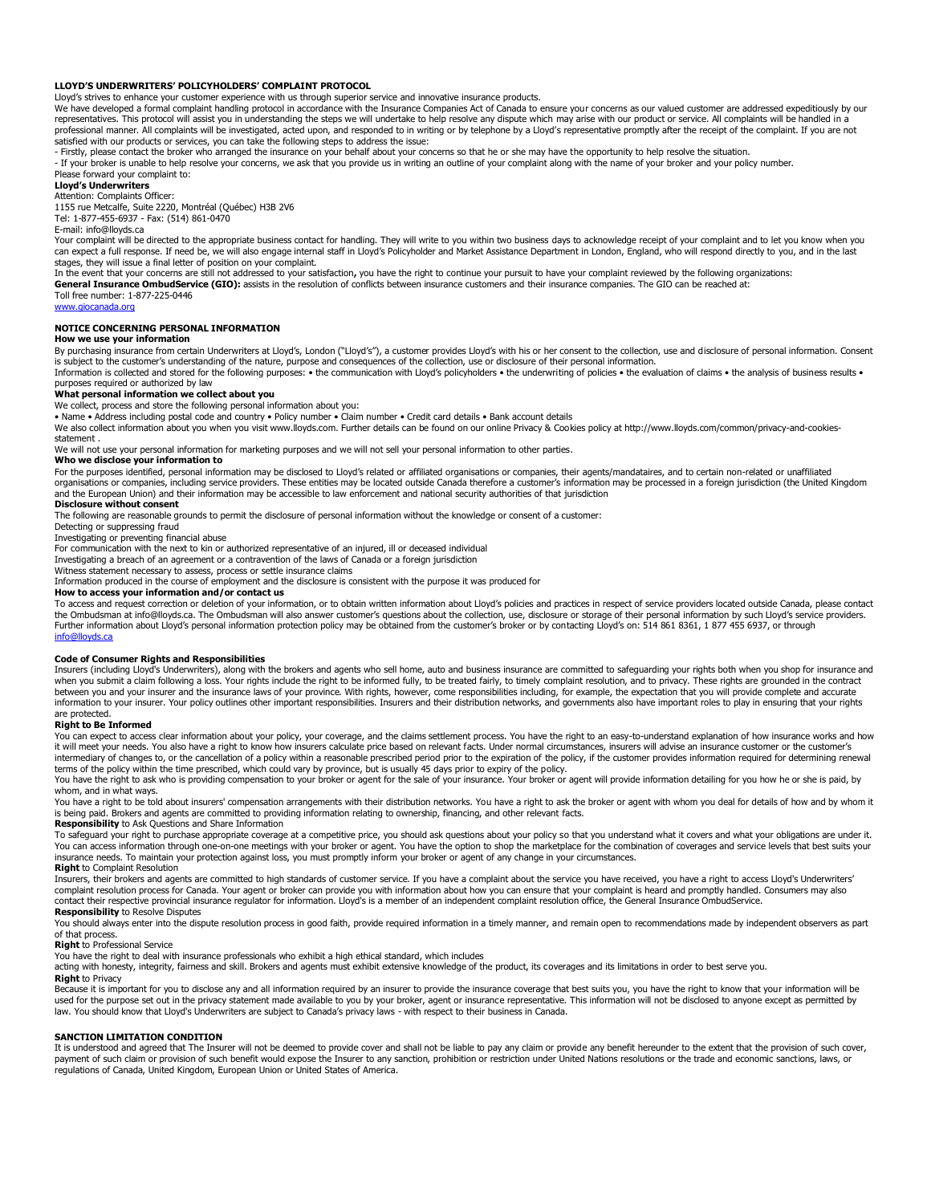**LLOYD'S UNDERWRITERS' POLICYHOLDERS' COMPLAINT PROTOCOL**

Lloyd's strives to enhance your customer experience with us through superior service and innovative insurance products.

We have developed a formal complaint handling protocol in accordance with the Insurance Companies Act of Canada to ensure your concerns as our valued customer are addressed expeditiously by our representatives. This protocol will assist you in understanding the steps we will undertake to help resolve any dispute which may arise with our product or service. All complaints will be handled in a professional manner. All complaints will be investigated, acted upon, and responded to in writing or by telephone by a Lloyd's representative promptly after the receipt of the complaint. If you are not satisfied with our products or services, you can take the following steps to address the issue:

- Firstly, please contact the broker who arranged the insurance on your behalf about your concerns so that he or she may have the opportunity to help resolve the situation.
- If your broker is unable to help resolve your concerns, we ask that you provide us in writing an outline of your complaint along with the name of your broker and your policy number.

Please forward your complaint to:

**Lloyd's Underwriters**
Attention: Complaints Officer:
1155 rue Metcalfe, Suite 2220, Montréal (Québec) H3B 2V6
Tel: 1-877-455-6937 - Fax: (514) 861-0470
E-mail: info@lloyds.ca

Your complaint will be directed to the appropriate business contact for handling. They will write to you within two business days to acknowledge receipt of your complaint and to let you know when you can expect a full response. If need be, we will also engage internal staff in Lloyd's Policyholder and Market Assistance Department in London, England, who will respond directly to you, and in the last stages, they will issue a final letter of position on your complaint.

In the event that your concerns are still not addressed to your satisfaction**,** you have the right to continue your pursuit to have your complaint reviewed by the following organizations:

**General Insurance OmbudService (GIO):** assists in the resolution of conflicts between insurance customers and their insurance companies. The GIO can be reached at:
Toll free number: 1-877-225-0446
www.giocanada.org

**NOTICE CONCERNING PERSONAL INFORMATION**

**How we use your information**

By purchasing insurance from certain Underwriters at Lloyd's, London ("Lloyd's"), a customer provides Lloyd's with his or her consent to the collection, use and disclosure of personal information. Consent is subject to the customer's understanding of the nature, purpose and consequences of the collection, use or disclosure of their personal information.

Information is collected and stored for the following purposes: • the communication with Lloyd's policyholders • the underwriting of policies • the evaluation of claims • the analysis of business results • purposes required or authorized by law

**What personal information we collect about you**

We collect, process and store the following personal information about you:

• Name • Address including postal code and country • Policy number • Claim number • Credit card details • Bank account details

We also collect information about you when you visit www.lloyds.com. Further details can be found on our online Privacy & Cookies policy at http://www.lloyds.com/common/privacy-and-cookies-statement .

We will not use your personal information for marketing purposes and we will not sell your personal information to other parties.

**Who we disclose your information to**

For the purposes identified, personal information may be disclosed to Lloyd's related or affiliated organisations or companies, their agents/mandataires, and to certain non-related or unaffiliated organisations or companies, including service providers. These entities may be located outside Canada therefore a customer's information may be processed in a foreign jurisdiction (the United Kingdom and the European Union) and their information may be accessible to law enforcement and national security authorities of that jurisdiction

**Disclosure without consent**

The following are reasonable grounds to permit the disclosure of personal information without the knowledge or consent of a customer:

Detecting or suppressing fraud
Investigating or preventing financial abuse
For communication with the next to kin or authorized representative of an injured, ill or deceased individual
Investigating a breach of an agreement or a contravention of the laws of Canada or a foreign jurisdiction
Witness statement necessary to assess, process or settle insurance claims
Information produced in the course of employment and the disclosure is consistent with the purpose it was produced for

**How to access your information and/or contact us**

To access and request correction or deletion of your information, or to obtain written information about Lloyd's policies and practices in respect of service providers located outside Canada, please contact the Ombudsman at info@lloyds.ca. The Ombudsman will also answer customer's questions about the collection, use, disclosure or storage of their personal information by such Lloyd's service providers. Further information about Lloyd's personal information protection policy may be obtained from the customer's broker or by contacting Lloyd's on: 514 861 8361, 1 877 455 6937, or through info@lloyds.ca

**Code of Consumer Rights and Responsibilities**

Insurers (including Lloyd's Underwriters), along with the brokers and agents who sell home, auto and business insurance are committed to safeguarding your rights both when you shop for insurance and when you submit a claim following a loss. Your rights include the right to be informed fully, to be treated fairly, to timely complaint resolution, and to privacy. These rights are grounded in the contract between you and your insurer and the insurance laws of your province. With rights, however, come responsibilities including, for example, the expectation that you will provide complete and accurate information to your insurer. Your policy outlines other important responsibilities. Insurers and their distribution networks, and governments also have important roles to play in ensuring that your rights are protected.

**Right to Be Informed**

You can expect to access clear information about your policy, your coverage, and the claims settlement process. You have the right to an easy-to-understand explanation of how insurance works and how it will meet your needs. You also have a right to know how insurers calculate price based on relevant facts. Under normal circumstances, insurers will advise an insurance customer or the customer's intermediary of changes to, or the cancellation of a policy within a reasonable prescribed period prior to the expiration of the policy, if the customer provides information required for determining renewal terms of the policy within the time prescribed, which could vary by province, but is usually 45 days prior to expiry of the policy.

You have the right to ask who is providing compensation to your broker or agent for the sale of your insurance. Your broker or agent will provide information detailing for you how he or she is paid, by whom, and in what ways.

You have a right to be told about insurers' compensation arrangements with their distribution networks. You have a right to ask the broker or agent with whom you deal for details of how and by whom it is being paid. Brokers and agents are committed to providing information relating to ownership, financing, and other relevant facts.

**Responsibility** to Ask Questions and Share Information

To safeguard your right to purchase appropriate coverage at a competitive price, you should ask questions about your policy so that you understand what it covers and what your obligations are under it. You can access information through one-on-one meetings with your broker or agent. You have the option to shop the marketplace for the combination of coverages and service levels that best suits your insurance needs. To maintain your protection against loss, you must promptly inform your broker or agent of any change in your circumstances.

**Right** to Complaint Resolution

Insurers, their brokers and agents are committed to high standards of customer service. If you have a complaint about the service you have received, you have a right to access Lloyd's Underwriters' complaint resolution process for Canada. Your agent or broker can provide you with information about how you can ensure that your complaint is heard and promptly handled. Consumers may also contact their respective provincial insurance regulator for information. Lloyd's is a member of an independent complaint resolution office, the General Insurance OmbudService.

**Responsibility** to Resolve Disputes

You should always enter into the dispute resolution process in good faith, provide required information in a timely manner, and remain open to recommendations made by independent observers as part of that process.

**Right** to Professional Service

You have the right to deal with insurance professionals who exhibit a high ethical standard, which includes acting with honesty, integrity, fairness and skill. Brokers and agents must exhibit extensive knowledge of the product, its coverages and its limitations in order to best serve you.

**Right** to Privacy

Because it is important for you to disclose any and all information required by an insurer to provide the insurance coverage that best suits you, you have the right to know that your information will be used for the purpose set out in the privacy statement made available to you by your broker, agent or insurance representative. This information will not be disclosed to anyone except as permitted by law. You should know that Lloyd's Underwriters are subject to Canada's privacy laws - with respect to their business in Canada.

**SANCTION LIMITATION CONDITION**

It is understood and agreed that The Insurer will not be deemed to provide cover and shall not be liable to pay any claim or provide any benefit hereunder to the extent that the provision of such cover, payment of such claim or provision of such benefit would expose the Insurer to any sanction, prohibition or restriction under United Nations resolutions or the trade and economic sanctions, laws, or regulations of Canada, United Kingdom, European Union or United States of America.